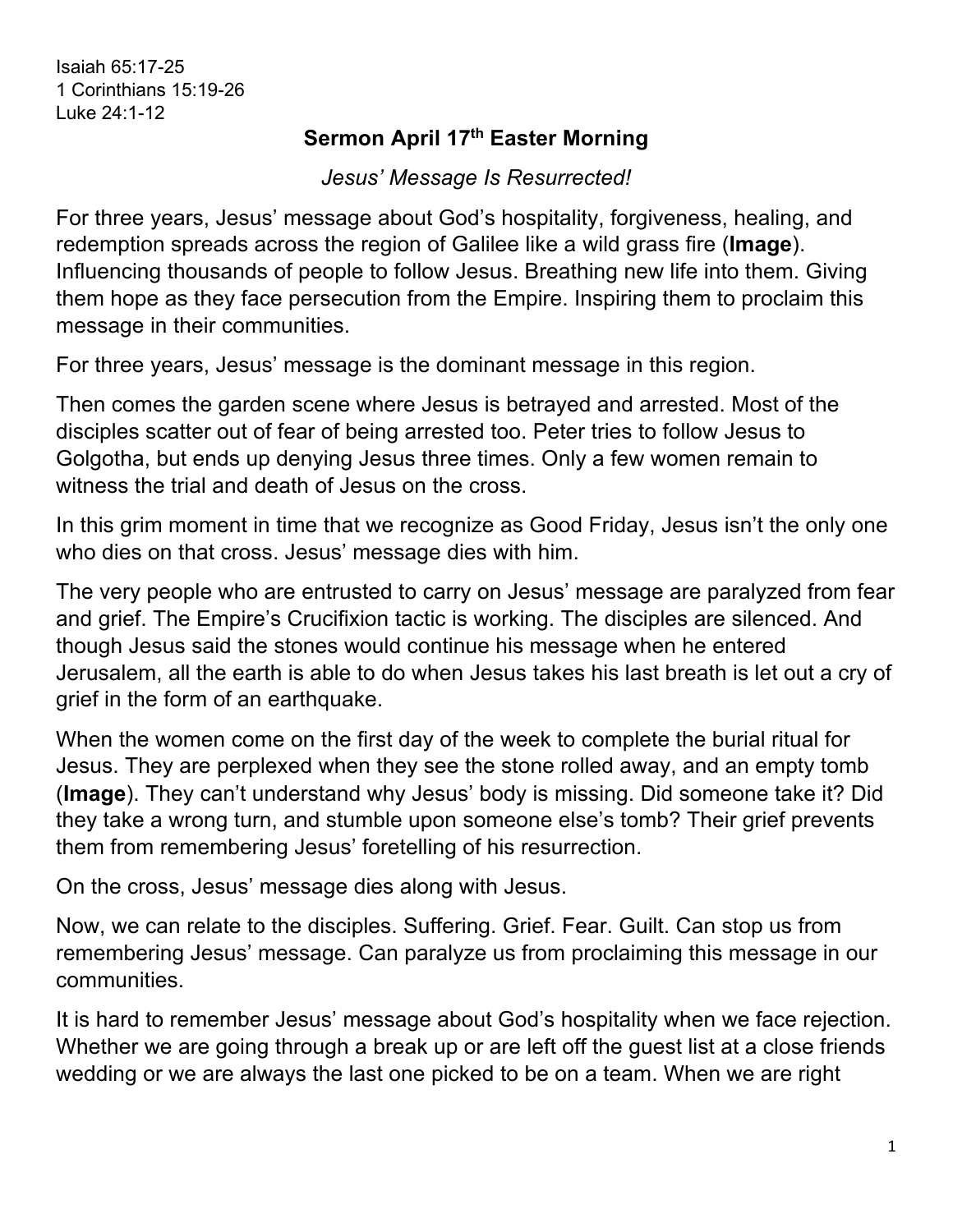Isaiah 65:17-25
1 Corinthians 15:19-26
Luke 24:1-12

# Sermon April 17th Easter Morning

*Jesus' Message Is Resurrected!*

For three years, Jesus' message about God's hospitality, forgiveness, healing, and redemption spreads across the region of Galilee like a wild grass fire (**Image**). Influencing thousands of people to follow Jesus. Breathing new life into them. Giving them hope as they face persecution from the Empire. Inspiring them to proclaim this message in their communities.

For three years, Jesus' message is the dominant message in this region.

Then comes the garden scene where Jesus is betrayed and arrested. Most of the disciples scatter out of fear of being arrested too. Peter tries to follow Jesus to Golgotha, but ends up denying Jesus three times. Only a few women remain to witness the trial and death of Jesus on the cross.

In this grim moment in time that we recognize as Good Friday, Jesus isn't the only one who dies on that cross. Jesus' message dies with him.

The very people who are entrusted to carry on Jesus' message are paralyzed from fear and grief. The Empire's Crucifixion tactic is working. The disciples are silenced. And though Jesus said the stones would continue his message when he entered Jerusalem, all the earth is able to do when Jesus takes his last breath is let out a cry of grief in the form of an earthquake.

When the women come on the first day of the week to complete the burial ritual for Jesus. They are perplexed when they see the stone rolled away, and an empty tomb (**Image**). They can't understand why Jesus' body is missing. Did someone take it? Did they take a wrong turn, and stumble upon someone else's tomb? Their grief prevents them from remembering Jesus' foretelling of his resurrection.

On the cross, Jesus' message dies along with Jesus.

Now, we can relate to the disciples. Suffering. Grief. Fear. Guilt. Can stop us from remembering Jesus' message. Can paralyze us from proclaiming this message in our communities.

It is hard to remember Jesus' message about God's hospitality when we face rejection. Whether we are going through a break up or are left off the guest list at a close friends wedding or we are always the last one picked to be on a team. When we are right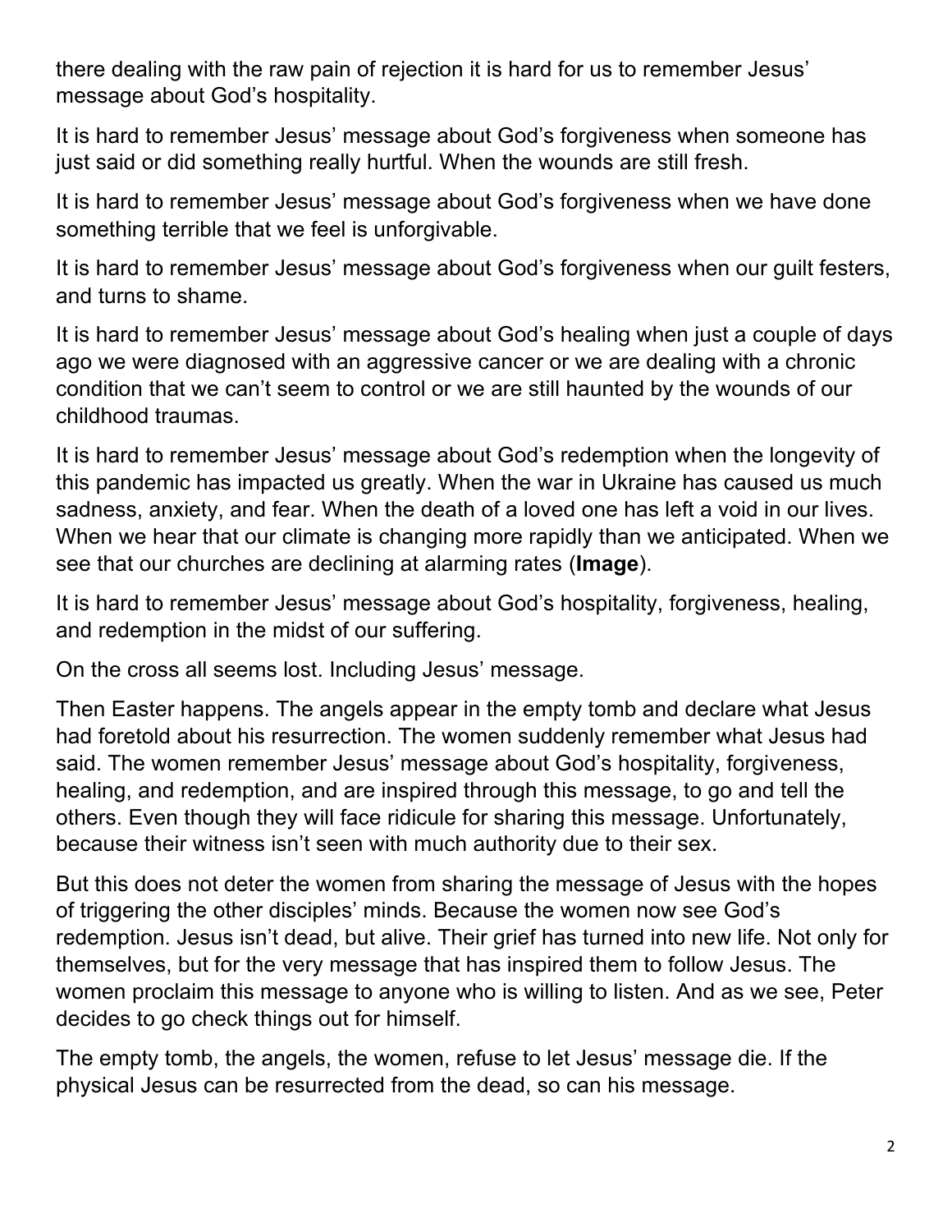there dealing with the raw pain of rejection it is hard for us to remember Jesus' message about God's hospitality.

It is hard to remember Jesus' message about God's forgiveness when someone has just said or did something really hurtful. When the wounds are still fresh.

It is hard to remember Jesus' message about God's forgiveness when we have done something terrible that we feel is unforgivable.

It is hard to remember Jesus' message about God's forgiveness when our guilt festers, and turns to shame.

It is hard to remember Jesus' message about God's healing when just a couple of days ago we were diagnosed with an aggressive cancer or we are dealing with a chronic condition that we can't seem to control or we are still haunted by the wounds of our childhood traumas.

It is hard to remember Jesus' message about God's redemption when the longevity of this pandemic has impacted us greatly. When the war in Ukraine has caused us much sadness, anxiety, and fear. When the death of a loved one has left a void in our lives. When we hear that our climate is changing more rapidly than we anticipated. When we see that our churches are declining at alarming rates (**Image**).

It is hard to remember Jesus' message about God's hospitality, forgiveness, healing, and redemption in the midst of our suffering.

On the cross all seems lost. Including Jesus' message.

Then Easter happens. The angels appear in the empty tomb and declare what Jesus had foretold about his resurrection. The women suddenly remember what Jesus had said. The women remember Jesus' message about God's hospitality, forgiveness, healing, and redemption, and are inspired through this message, to go and tell the others. Even though they will face ridicule for sharing this message. Unfortunately, because their witness isn't seen with much authority due to their sex.

But this does not deter the women from sharing the message of Jesus with the hopes of triggering the other disciples' minds. Because the women now see God's redemption. Jesus isn't dead, but alive. Their grief has turned into new life. Not only for themselves, but for the very message that has inspired them to follow Jesus. The women proclaim this message to anyone who is willing to listen. And as we see, Peter decides to go check things out for himself.

The empty tomb, the angels, the women, refuse to let Jesus' message die. If the physical Jesus can be resurrected from the dead, so can his message.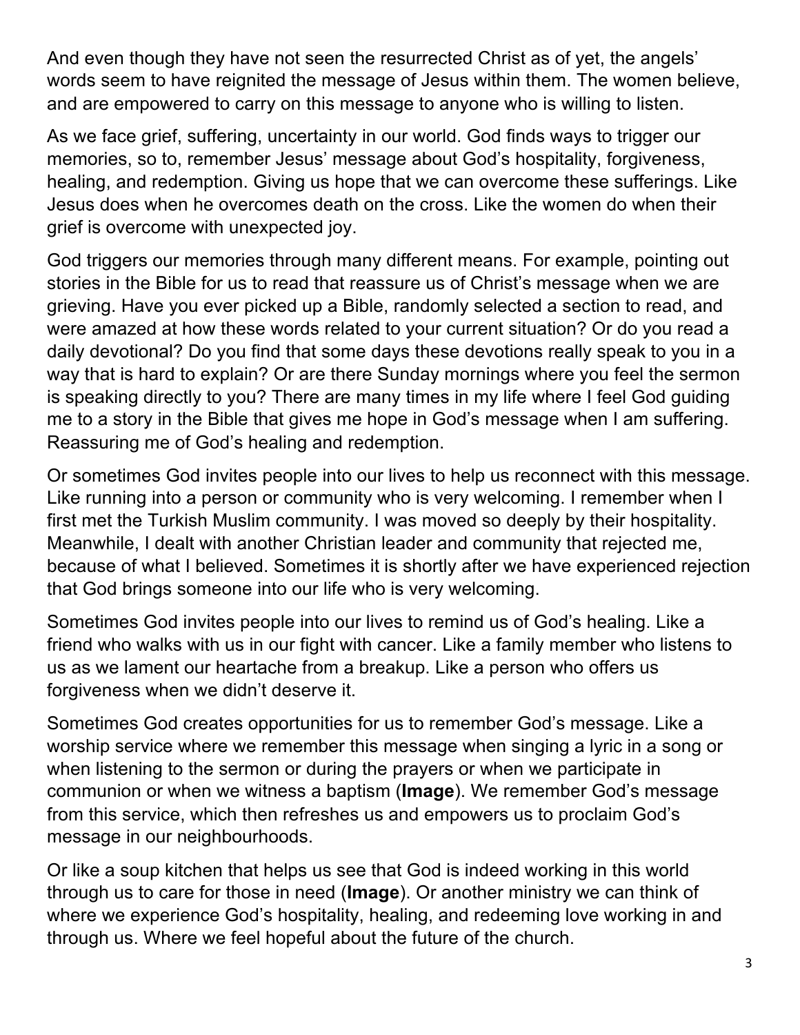And even though they have not seen the resurrected Christ as of yet, the angels' words seem to have reignited the message of Jesus within them. The women believe, and are empowered to carry on this message to anyone who is willing to listen.

As we face grief, suffering, uncertainty in our world. God finds ways to trigger our memories, so to, remember Jesus' message about God's hospitality, forgiveness, healing, and redemption. Giving us hope that we can overcome these sufferings. Like Jesus does when he overcomes death on the cross. Like the women do when their grief is overcome with unexpected joy.

God triggers our memories through many different means. For example, pointing out stories in the Bible for us to read that reassure us of Christ's message when we are grieving. Have you ever picked up a Bible, randomly selected a section to read, and were amazed at how these words related to your current situation? Or do you read a daily devotional? Do you find that some days these devotions really speak to you in a way that is hard to explain? Or are there Sunday mornings where you feel the sermon is speaking directly to you? There are many times in my life where I feel God guiding me to a story in the Bible that gives me hope in God's message when I am suffering. Reassuring me of God's healing and redemption.

Or sometimes God invites people into our lives to help us reconnect with this message. Like running into a person or community who is very welcoming. I remember when I first met the Turkish Muslim community. I was moved so deeply by their hospitality. Meanwhile, I dealt with another Christian leader and community that rejected me, because of what I believed. Sometimes it is shortly after we have experienced rejection that God brings someone into our life who is very welcoming.

Sometimes God invites people into our lives to remind us of God's healing. Like a friend who walks with us in our fight with cancer. Like a family member who listens to us as we lament our heartache from a breakup. Like a person who offers us forgiveness when we didn't deserve it.

Sometimes God creates opportunities for us to remember God's message. Like a worship service where we remember this message when singing a lyric in a song or when listening to the sermon or during the prayers or when we participate in communion or when we witness a baptism (**Image**). We remember God's message from this service, which then refreshes us and empowers us to proclaim God's message in our neighbourhoods.

Or like a soup kitchen that helps us see that God is indeed working in this world through us to care for those in need (**Image**). Or another ministry we can think of where we experience God's hospitality, healing, and redeeming love working in and through us. Where we feel hopeful about the future of the church.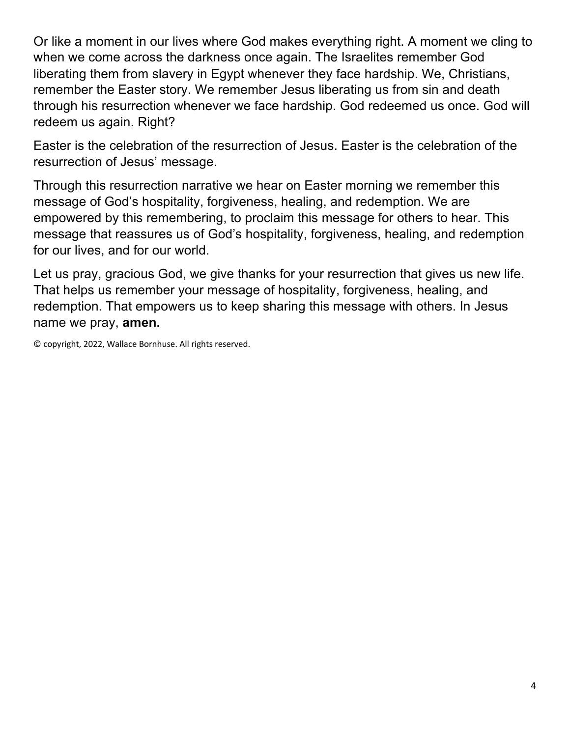Or like a moment in our lives where God makes everything right. A moment we cling to when we come across the darkness once again. The Israelites remember God liberating them from slavery in Egypt whenever they face hardship. We, Christians, remember the Easter story. We remember Jesus liberating us from sin and death through his resurrection whenever we face hardship. God redeemed us once. God will redeem us again. Right?

Easter is the celebration of the resurrection of Jesus. Easter is the celebration of the resurrection of Jesus' message.

Through this resurrection narrative we hear on Easter morning we remember this message of God's hospitality, forgiveness, healing, and redemption. We are empowered by this remembering, to proclaim this message for others to hear. This message that reassures us of God's hospitality, forgiveness, healing, and redemption for our lives, and for our world.

Let us pray, gracious God, we give thanks for your resurrection that gives us new life. That helps us remember your message of hospitality, forgiveness, healing, and redemption. That empowers us to keep sharing this message with others. In Jesus name we pray, **amen.**

© copyright, 2022, Wallace Bornhuse. All rights reserved.